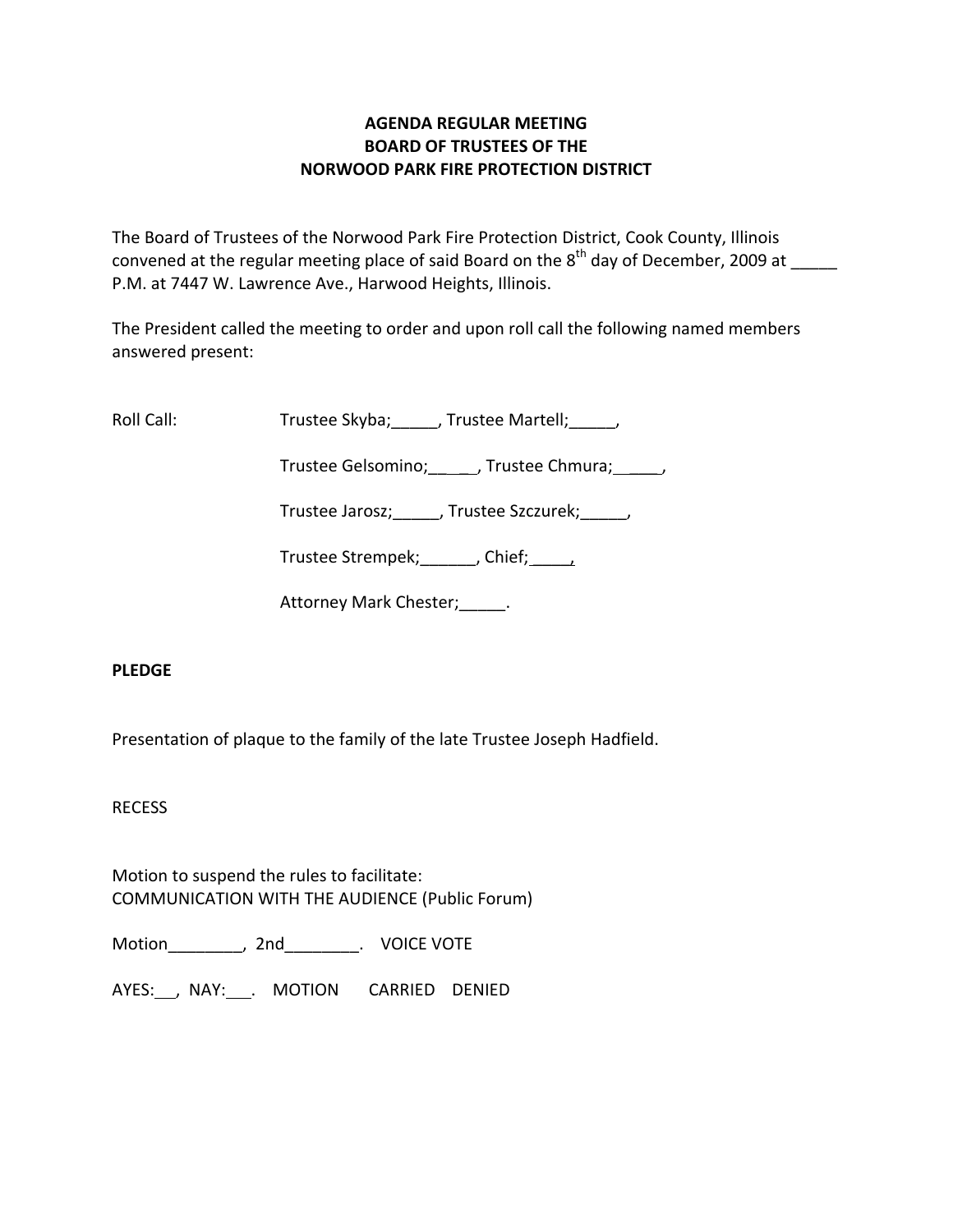**AGENDA REGULAR MEETING**
**BOARD OF TRUSTEES OF THE**
**NORWOOD PARK FIRE PROTECTION DISTRICT**

The Board of Trustees of the Norwood Park Fire Protection District, Cook County, Illinois convened at the regular meeting place of said Board on the 8th day of December, 2009 at _____ P.M. at 7447 W. Lawrence Ave., Harwood Heights, Illinois.

The President called the meeting to order and upon roll call the following named members answered present:

Roll Call: Trustee Skyba;_____, Trustee Martell;_____,

Trustee Gelsomino;_____, Trustee Chmura;_____,

Trustee Jarosz;_____, Trustee Szczurek;_____,

Trustee Strempek;______, Chief;____,

Attorney Mark Chester;_____.

**PLEDGE**

Presentation of plaque to the family of the late Trustee Joseph Hadfield.

RECESS

Motion to suspend the rules to facilitate:
COMMUNICATION WITH THE AUDIENCE (Public Forum)

Motion________, 2nd________. VOICE VOTE

AYES:___, NAY:___. MOTION CARRIED DENIED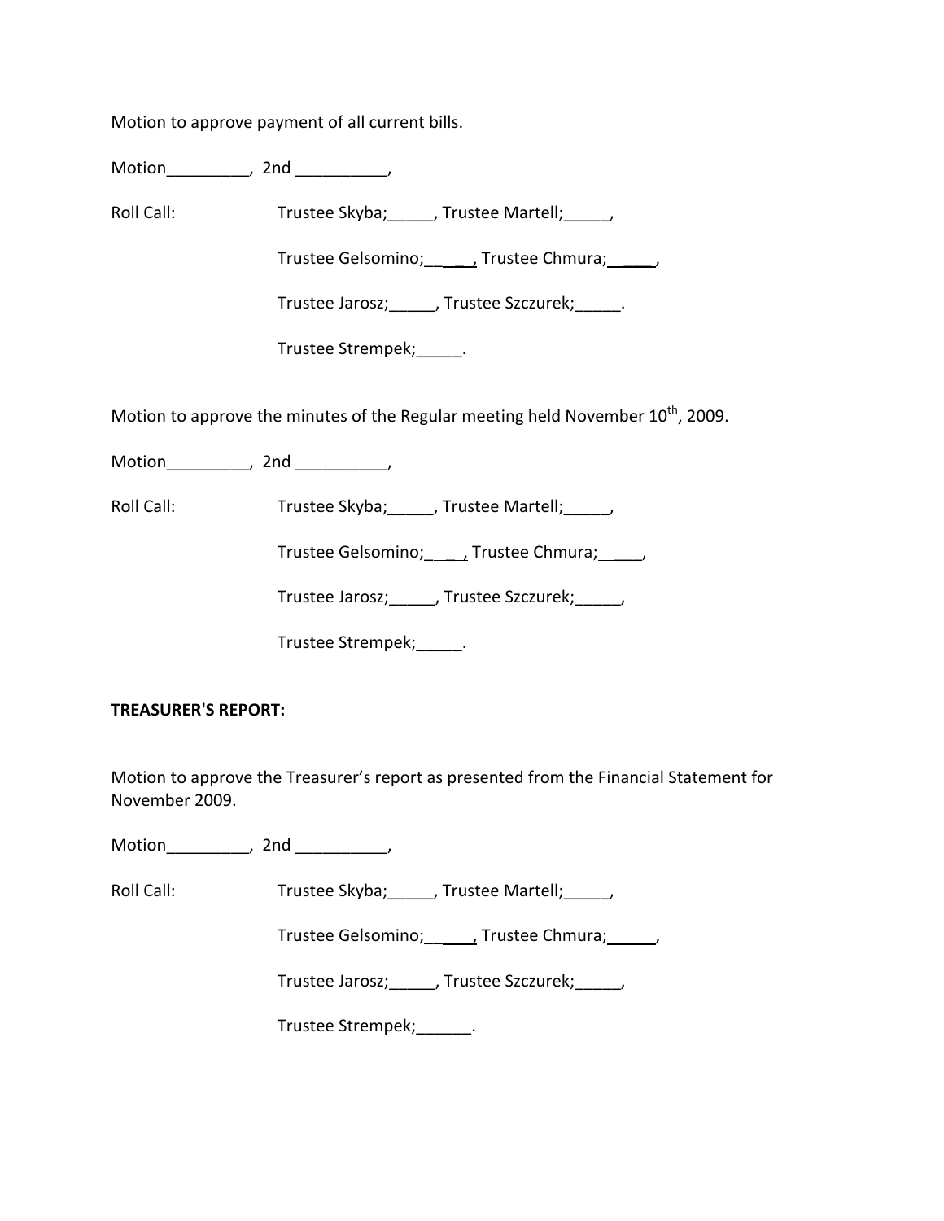Motion to approve payment of all current bills.

Motion_________, 2nd __________,

Roll Call: Trustee Skyba;_____, Trustee Martell;_____,

Trustee Gelsomino;_____, Trustee Chmura;_____,

Trustee Jarosz;_____, Trustee Szczurek;_____.

Trustee Strempek;_____.

Motion to approve the minutes of the Regular meeting held November 10th, 2009.

Motion_________, 2nd __________,

Roll Call: Trustee Skyba;_____, Trustee Martell;_____,

Trustee Gelsomino;____, Trustee Chmura;_____,

Trustee Jarosz;_____, Trustee Szczurek;_____,

Trustee Strempek;_____.

**TREASURER'S REPORT:**

Motion to approve the Treasurer's report as presented from the Financial Statement for November 2009.

Motion_________, 2nd __________,

Roll Call: Trustee Skyba;_____, Trustee Martell;_____,

Trustee Gelsomino;_____, Trustee Chmura;_____,

Trustee Jarosz;_____, Trustee Szczurek;_____,

Trustee Strempek;______.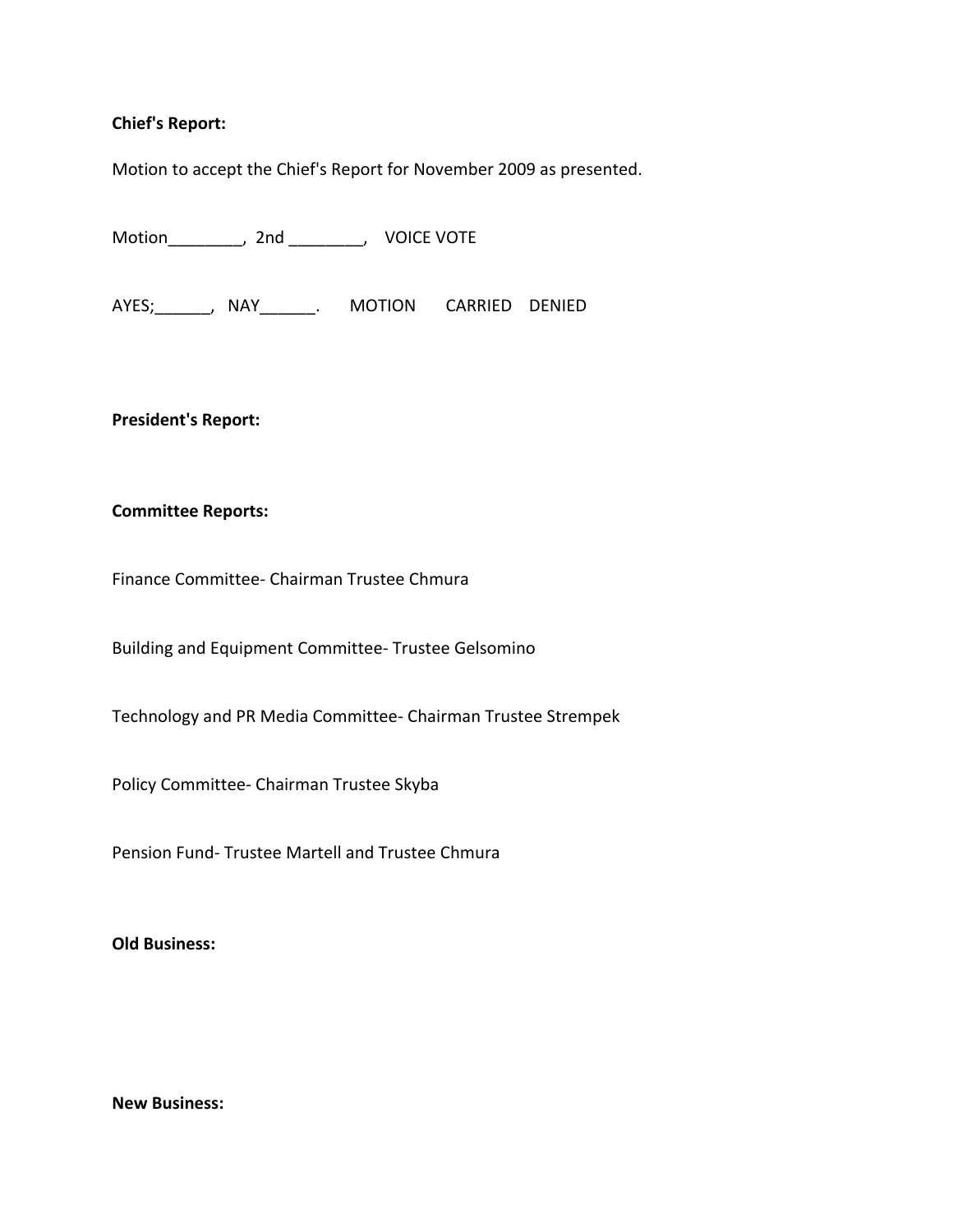**Chief's Report:**

Motion to accept the Chief's Report for November 2009 as presented.

Motion________, 2nd ________, VOICE VOTE

AYES;______, NAY______. MOTION CARRIED DENIED

**President's Report:**

**Committee Reports:**

Finance Committee- Chairman Trustee Chmura

Building and Equipment Committee- Trustee Gelsomino

Technology and PR Media Committee- Chairman Trustee Strempek

Policy Committee- Chairman Trustee Skyba

Pension Fund- Trustee Martell and Trustee Chmura

**Old Business:**

**New Business:**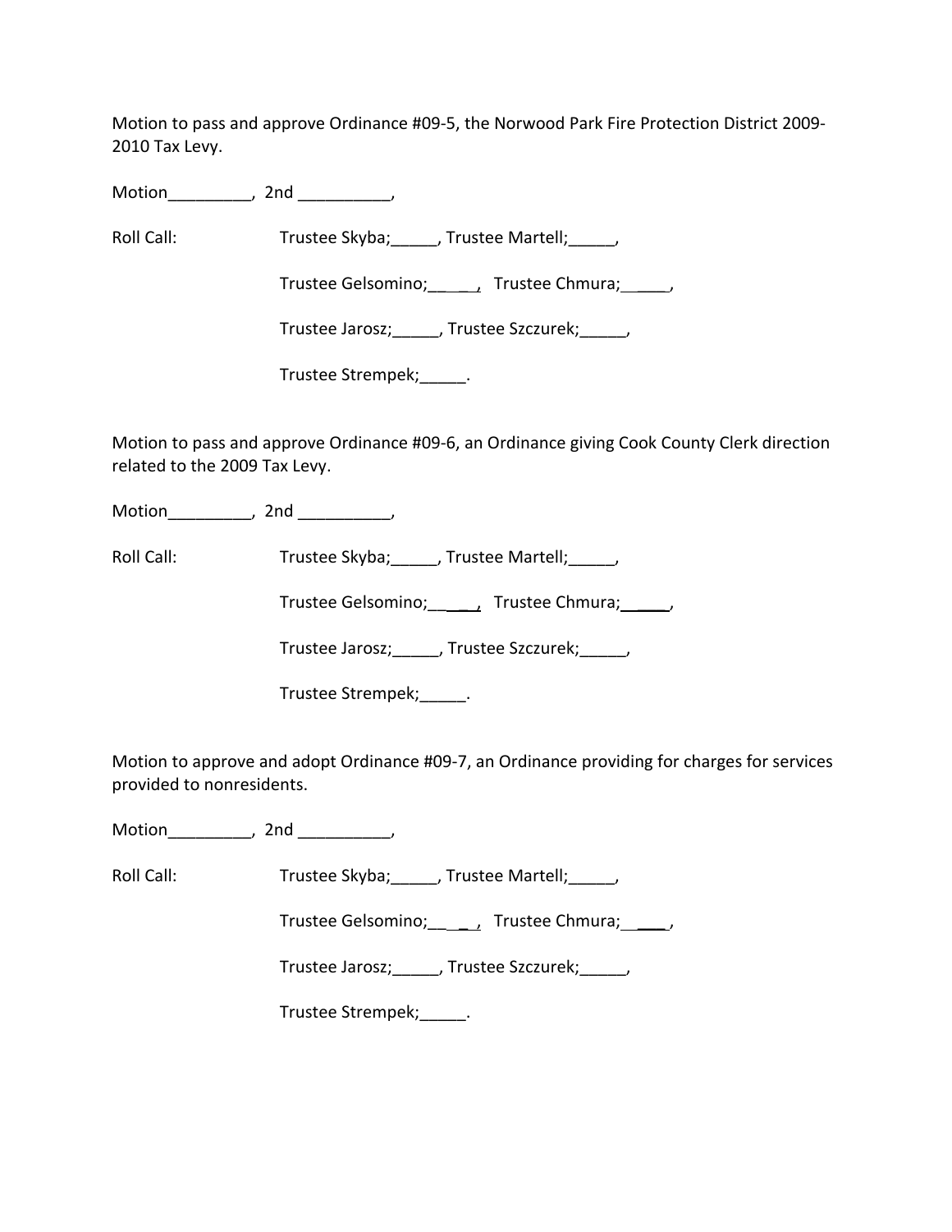Motion to pass and approve Ordinance #09-5, the Norwood Park Fire Protection District 2009-2010 Tax Levy.

Motion_________, 2nd __________,

Roll Call: Trustee Skyba;_____, Trustee Martell;_____,

Trustee Gelsomino;_____, Trustee Chmura;_____,

Trustee Jarosz;_____, Trustee Szczurek;_____,

Trustee Strempek;_____.

Motion to pass and approve Ordinance #09-6, an Ordinance giving Cook County Clerk direction related to the 2009 Tax Levy.

Motion_________, 2nd __________,

Roll Call: Trustee Skyba;_____, Trustee Martell;_____,

Trustee Gelsomino;_____, Trustee Chmura;_____,

Trustee Jarosz;_____, Trustee Szczurek;_____,

Trustee Strempek;_____.

Motion to approve and adopt Ordinance #09-7, an Ordinance providing for charges for services provided to nonresidents.

Motion_________, 2nd __________,

Roll Call: Trustee Skyba;_____, Trustee Martell;_____,

Trustee Gelsomino;_____, Trustee Chmura;_____,

Trustee Jarosz;_____, Trustee Szczurek;_____,

Trustee Strempek;_____.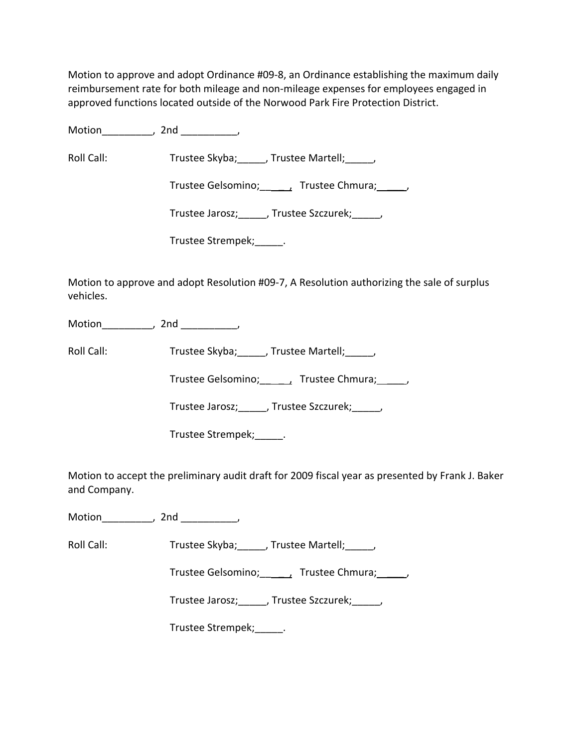Motion to approve and adopt Ordinance #09-8, an Ordinance establishing the maximum daily reimbursement rate for both mileage and non-mileage expenses for employees engaged in approved functions located outside of the Norwood Park Fire Protection District.

Motion_________, 2nd __________,

Roll Call: Trustee Skyba;_____, Trustee Martell;_____,

Trustee Gelsomino;_____, Trustee Chmura;_____,

Trustee Jarosz;_____, Trustee Szczurek;_____,

Trustee Strempek;_____.

Motion to approve and adopt Resolution #09-7, A Resolution authorizing the sale of surplus vehicles.

Motion_________, 2nd __________,

Roll Call: Trustee Skyba;_____, Trustee Martell;_____,

Trustee Gelsomino;_____, Trustee Chmura;_____,

Trustee Jarosz;_____, Trustee Szczurek;_____,

Trustee Strempek;_____.

Motion to accept the preliminary audit draft for 2009 fiscal year as presented by Frank J. Baker and Company.

Motion_________, 2nd __________,

Roll Call: Trustee Skyba;_____, Trustee Martell;_____,

Trustee Gelsomino;_____, Trustee Chmura;_____,

Trustee Jarosz;_____, Trustee Szczurek;_____,

Trustee Strempek;_____.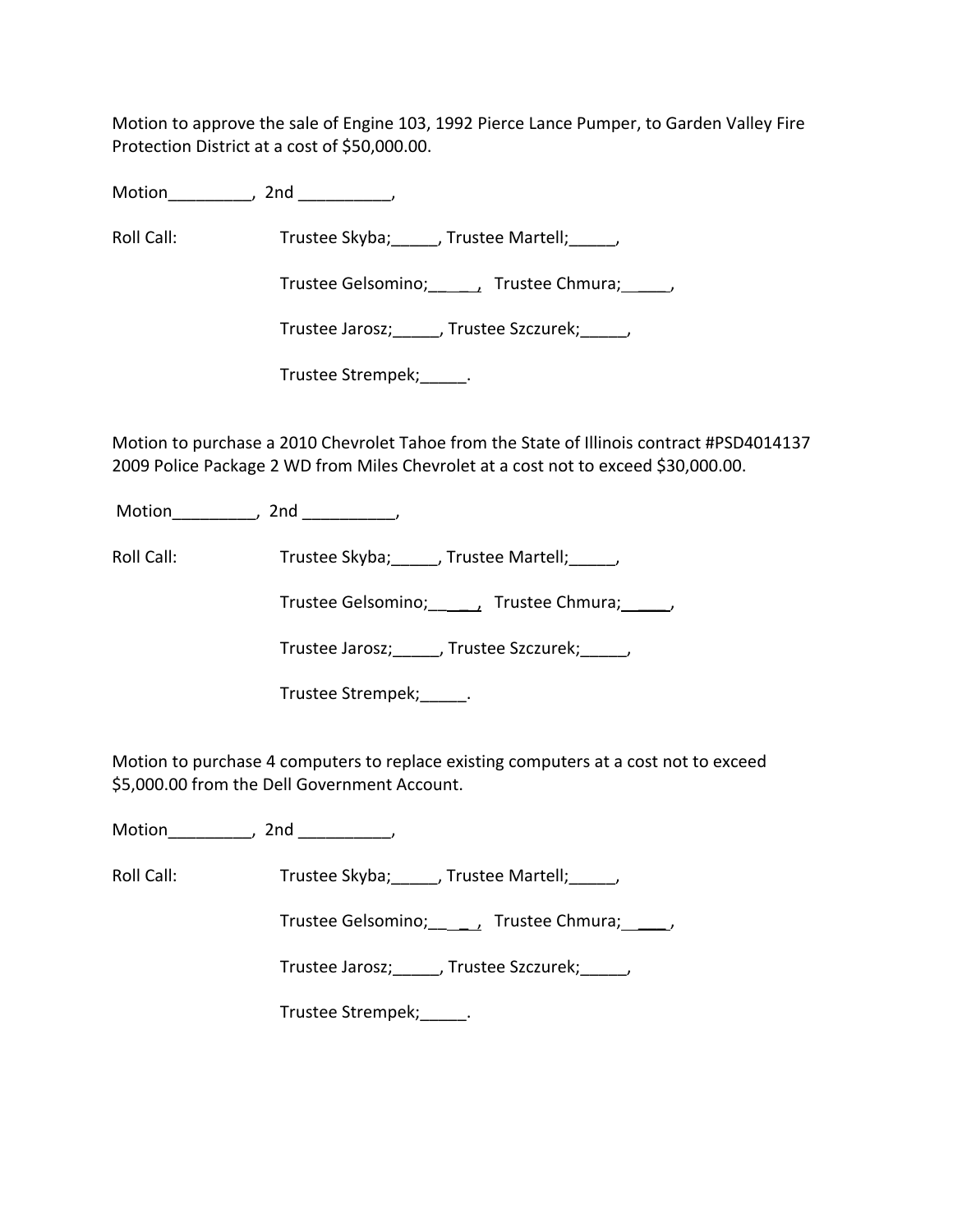Motion to approve the sale of Engine 103, 1992 Pierce Lance Pumper, to Garden Valley Fire Protection District at a cost of $50,000.00.

Motion_________, 2nd __________,

Roll Call: Trustee Skyba;_____, Trustee Martell;_____,

Trustee Gelsomino;_____, Trustee Chmura;_____,

Trustee Jarosz;_____, Trustee Szczurek;_____,

Trustee Strempek;_____.

Motion to purchase a 2010 Chevrolet Tahoe from the State of Illinois contract #PSD4014137 2009 Police Package 2 WD from Miles Chevrolet at a cost not to exceed $30,000.00.

Motion_________, 2nd __________,

Roll Call: Trustee Skyba;_____, Trustee Martell;_____,

Trustee Gelsomino;_____, Trustee Chmura;_____,

Trustee Jarosz;_____, Trustee Szczurek;_____,

Trustee Strempek;_____.

Motion to purchase 4 computers to replace existing computers at a cost not to exceed $5,000.00 from the Dell Government Account.

Motion_________, 2nd __________,

Roll Call: Trustee Skyba;_____, Trustee Martell;_____,

Trustee Gelsomino;_____, Trustee Chmura;_____,

Trustee Jarosz;_____, Trustee Szczurek;_____,

Trustee Strempek;_____.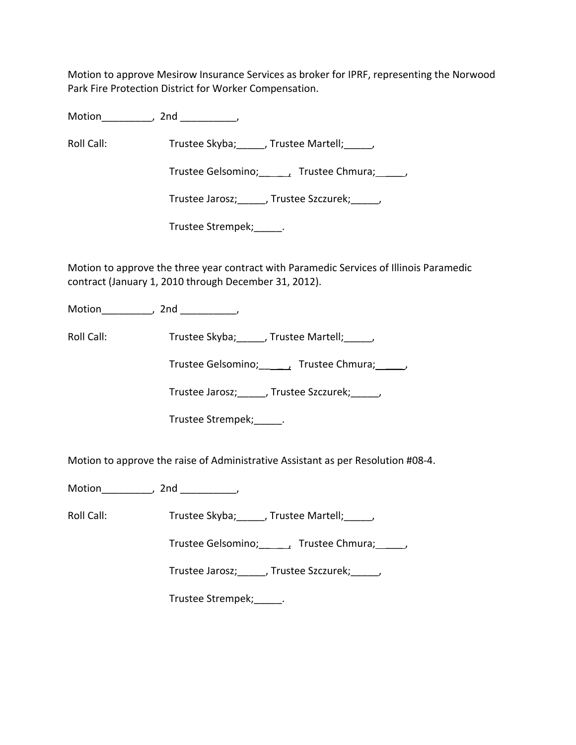Motion to approve Mesirow Insurance Services as broker for IPRF, representing the Norwood Park Fire Protection District for Worker Compensation.

Motion_________, 2nd __________,

Roll Call: Trustee Skyba;_____, Trustee Martell;_____,

Trustee Gelsomino;_____, Trustee Chmura;_____,

Trustee Jarosz;_____, Trustee Szczurek;_____,

Trustee Strempek;_____.

Motion to approve the three year contract with Paramedic Services of Illinois Paramedic contract (January 1, 2010 through December 31, 2012).

Motion_________, 2nd __________,

Roll Call: Trustee Skyba;_____, Trustee Martell;_____,

Trustee Gelsomino;_____, Trustee Chmura;_____,

Trustee Jarosz;_____, Trustee Szczurek;_____,

Trustee Strempek;_____.

Motion to approve the raise of Administrative Assistant as per Resolution #08-4.

Motion_________, 2nd __________,

Roll Call: Trustee Skyba;_____, Trustee Martell;_____,

Trustee Gelsomino;_____, Trustee Chmura;_____,

Trustee Jarosz;_____, Trustee Szczurek;_____,

Trustee Strempek;_____.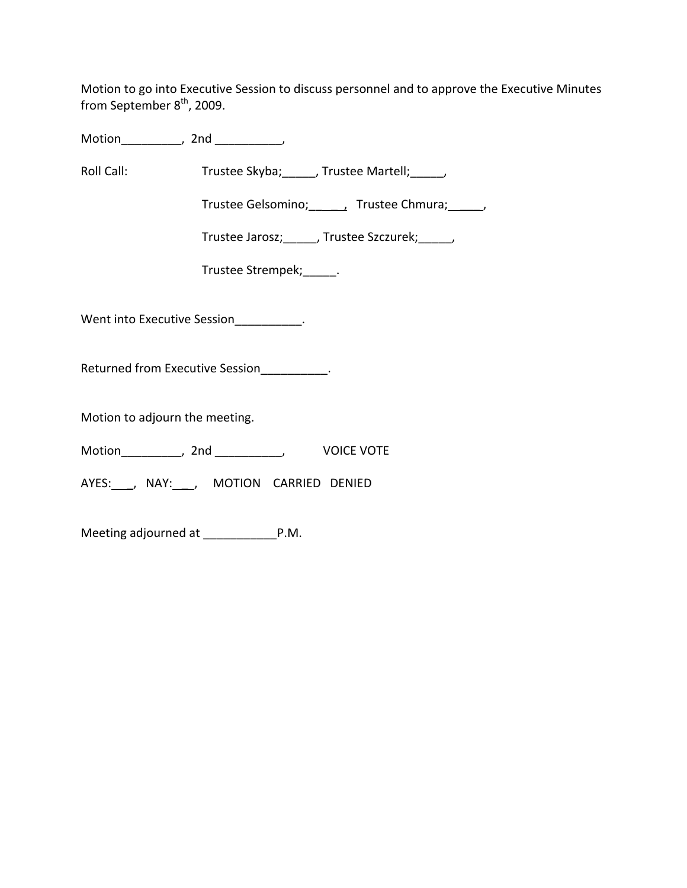Motion to go into Executive Session to discuss personnel and to approve the Executive Minutes from September 8th, 2009.

Motion_________, 2nd __________,

Roll Call: Trustee Skyba;_____, Trustee Martell;_____,

Trustee Gelsomino;_____, Trustee Chmura;_____,

Trustee Jarosz;_____, Trustee Szczurek;_____,

Trustee Strempek;_____.

Went into Executive Session__________.

Returned from Executive Session__________.

Motion to adjourn the meeting.

Motion_________, 2nd __________, VOICE VOTE

AYES:___, NAY:___, MOTION CARRIED DENIED

Meeting adjourned at ___________P.M.